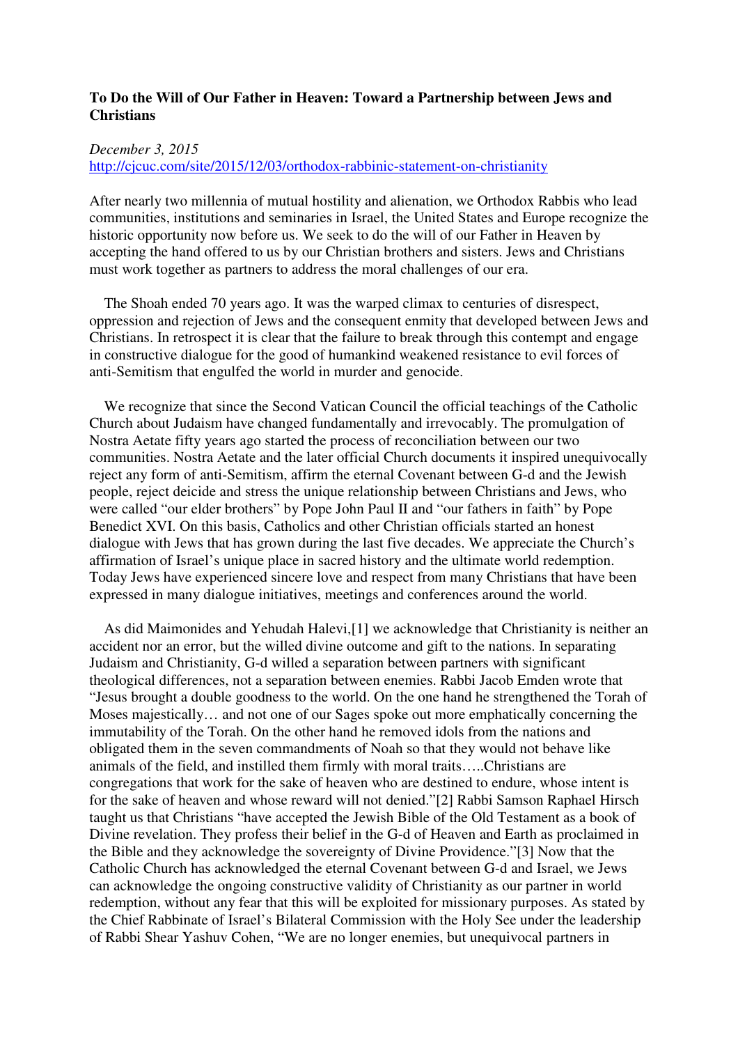**To Do the Will of Our Father in Heaven: Toward a Partnership between Jews and Christians**

*December 3, 2015*
http://cjcuc.com/site/2015/12/03/orthodox-rabbinic-statement-on-christianity

After nearly two millennia of mutual hostility and alienation, we Orthodox Rabbis who lead communities, institutions and seminaries in Israel, the United States and Europe recognize the historic opportunity now before us. We seek to do the will of our Father in Heaven by accepting the hand offered to us by our Christian brothers and sisters. Jews and Christians must work together as partners to address the moral challenges of our era.

The Shoah ended 70 years ago. It was the warped climax to centuries of disrespect, oppression and rejection of Jews and the consequent enmity that developed between Jews and Christians. In retrospect it is clear that the failure to break through this contempt and engage in constructive dialogue for the good of humankind weakened resistance to evil forces of anti-Semitism that engulfed the world in murder and genocide.

We recognize that since the Second Vatican Council the official teachings of the Catholic Church about Judaism have changed fundamentally and irrevocably. The promulgation of Nostra Aetate fifty years ago started the process of reconciliation between our two communities. Nostra Aetate and the later official Church documents it inspired unequivocally reject any form of anti-Semitism, affirm the eternal Covenant between G-d and the Jewish people, reject deicide and stress the unique relationship between Christians and Jews, who were called "our elder brothers" by Pope John Paul II and "our fathers in faith" by Pope Benedict XVI. On this basis, Catholics and other Christian officials started an honest dialogue with Jews that has grown during the last five decades. We appreciate the Church's affirmation of Israel's unique place in sacred history and the ultimate world redemption. Today Jews have experienced sincere love and respect from many Christians that have been expressed in many dialogue initiatives, meetings and conferences around the world.

As did Maimonides and Yehudah Halevi,[1] we acknowledge that Christianity is neither an accident nor an error, but the willed divine outcome and gift to the nations. In separating Judaism and Christianity, G-d willed a separation between partners with significant theological differences, not a separation between enemies. Rabbi Jacob Emden wrote that "Jesus brought a double goodness to the world. On the one hand he strengthened the Torah of Moses majestically… and not one of our Sages spoke out more emphatically concerning the immutability of the Torah. On the other hand he removed idols from the nations and obligated them in the seven commandments of Noah so that they would not behave like animals of the field, and instilled them firmly with moral traits…..Christians are congregations that work for the sake of heaven who are destined to endure, whose intent is for the sake of heaven and whose reward will not denied."[2] Rabbi Samson Raphael Hirsch taught us that Christians "have accepted the Jewish Bible of the Old Testament as a book of Divine revelation. They profess their belief in the G-d of Heaven and Earth as proclaimed in the Bible and they acknowledge the sovereignty of Divine Providence."[3] Now that the Catholic Church has acknowledged the eternal Covenant between G-d and Israel, we Jews can acknowledge the ongoing constructive validity of Christianity as our partner in world redemption, without any fear that this will be exploited for missionary purposes. As stated by the Chief Rabbinate of Israel's Bilateral Commission with the Holy See under the leadership of Rabbi Shear Yashuv Cohen, "We are no longer enemies, but unequivocal partners in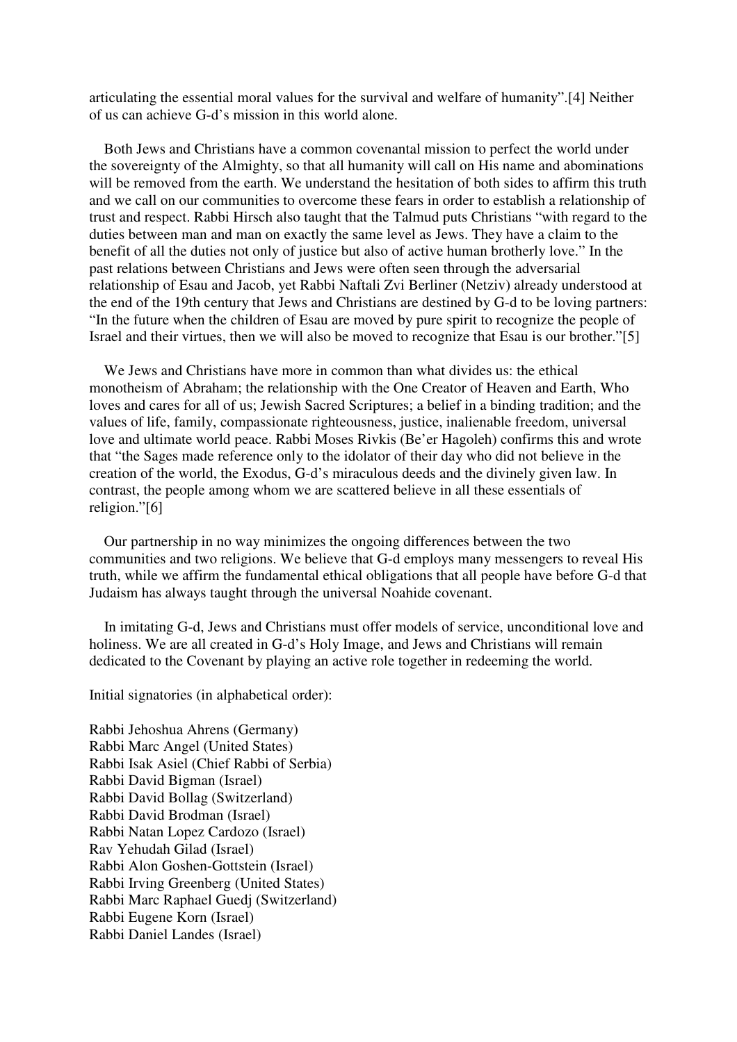articulating the essential moral values for the survival and welfare of humanity".[4] Neither of us can achieve G-d's mission in this world alone.

Both Jews and Christians have a common covenantal mission to perfect the world under the sovereignty of the Almighty, so that all humanity will call on His name and abominations will be removed from the earth. We understand the hesitation of both sides to affirm this truth and we call on our communities to overcome these fears in order to establish a relationship of trust and respect. Rabbi Hirsch also taught that the Talmud puts Christians "with regard to the duties between man and man on exactly the same level as Jews. They have a claim to the benefit of all the duties not only of justice but also of active human brotherly love." In the past relations between Christians and Jews were often seen through the adversarial relationship of Esau and Jacob, yet Rabbi Naftali Zvi Berliner (Netziv) already understood at the end of the 19th century that Jews and Christians are destined by G-d to be loving partners: "In the future when the children of Esau are moved by pure spirit to recognize the people of Israel and their virtues, then we will also be moved to recognize that Esau is our brother."[5]

We Jews and Christians have more in common than what divides us: the ethical monotheism of Abraham; the relationship with the One Creator of Heaven and Earth, Who loves and cares for all of us; Jewish Sacred Scriptures; a belief in a binding tradition; and the values of life, family, compassionate righteousness, justice, inalienable freedom, universal love and ultimate world peace. Rabbi Moses Rivkis (Be'er Hagoleh) confirms this and wrote that "the Sages made reference only to the idolator of their day who did not believe in the creation of the world, the Exodus, G-d's miraculous deeds and the divinely given law. In contrast, the people among whom we are scattered believe in all these essentials of religion."[6]

Our partnership in no way minimizes the ongoing differences between the two communities and two religions. We believe that G-d employs many messengers to reveal His truth, while we affirm the fundamental ethical obligations that all people have before G-d that Judaism has always taught through the universal Noahide covenant.

In imitating G-d, Jews and Christians must offer models of service, unconditional love and holiness. We are all created in G-d's Holy Image, and Jews and Christians will remain dedicated to the Covenant by playing an active role together in redeeming the world.

Initial signatories (in alphabetical order):

Rabbi Jehoshua Ahrens (Germany)
Rabbi Marc Angel (United States)
Rabbi Isak Asiel (Chief Rabbi of Serbia)
Rabbi David Bigman (Israel)
Rabbi David Bollag (Switzerland)
Rabbi David Brodman (Israel)
Rabbi Natan Lopez Cardozo (Israel)
Rav Yehudah Gilad (Israel)
Rabbi Alon Goshen-Gottstein (Israel)
Rabbi Irving Greenberg (United States)
Rabbi Marc Raphael Guedj (Switzerland)
Rabbi Eugene Korn (Israel)
Rabbi Daniel Landes (Israel)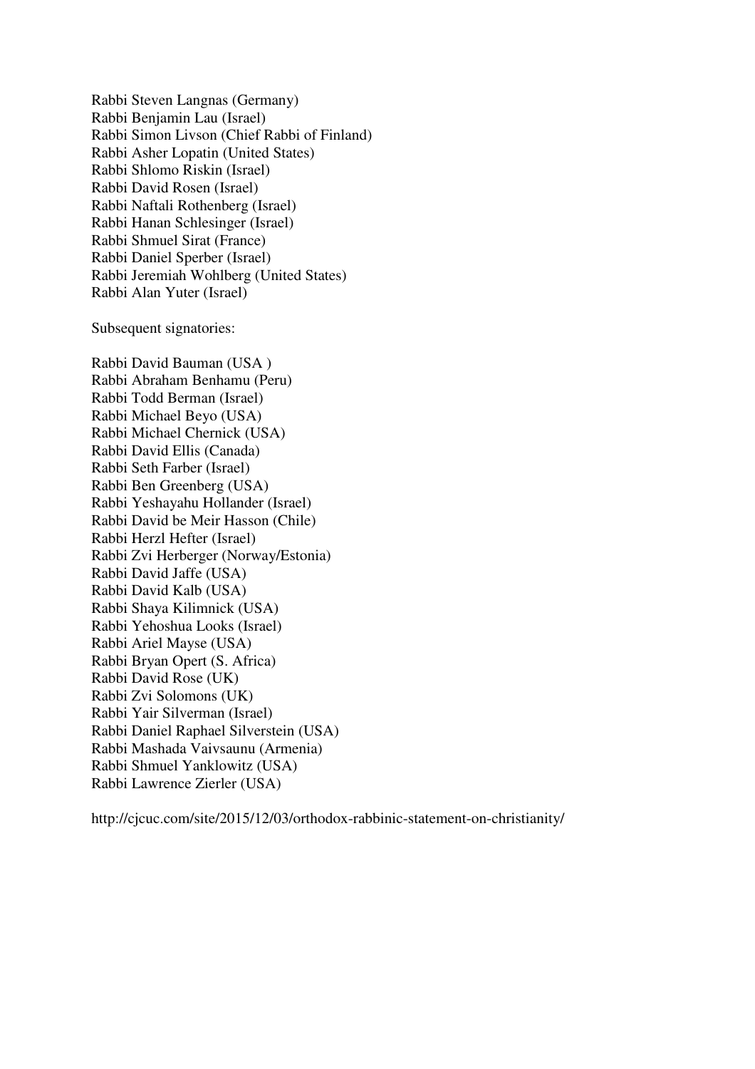Rabbi Steven Langnas (Germany)
Rabbi Benjamin Lau (Israel)
Rabbi Simon Livson (Chief Rabbi of Finland)
Rabbi Asher Lopatin (United States)
Rabbi Shlomo Riskin (Israel)
Rabbi David Rosen (Israel)
Rabbi Naftali Rothenberg (Israel)
Rabbi Hanan Schlesinger (Israel)
Rabbi Shmuel Sirat (France)
Rabbi Daniel Sperber (Israel)
Rabbi Jeremiah Wohlberg (United States)
Rabbi Alan Yuter (Israel)

Subsequent signatories:

Rabbi David Bauman (USA )
Rabbi Abraham Benhamu (Peru)
Rabbi Todd Berman (Israel)
Rabbi Michael Beyo (USA)
Rabbi Michael Chernick (USA)
Rabbi David Ellis (Canada)
Rabbi Seth Farber (Israel)
Rabbi Ben Greenberg (USA)
Rabbi Yeshayahu Hollander (Israel)
Rabbi David be Meir Hasson (Chile)
Rabbi Herzl Hefter (Israel)
Rabbi Zvi Herberger (Norway/Estonia)
Rabbi David Jaffe (USA)
Rabbi David Kalb (USA)
Rabbi Shaya Kilimnick (USA)
Rabbi Yehoshua Looks (Israel)
Rabbi Ariel Mayse (USA)
Rabbi Bryan Opert (S. Africa)
Rabbi David Rose (UK)
Rabbi Zvi Solomons (UK)
Rabbi Yair Silverman (Israel)
Rabbi Daniel Raphael Silverstein (USA)
Rabbi Mashada Vaivsaunu (Armenia)
Rabbi Shmuel Yanklowitz (USA)
Rabbi Lawrence Zierler (USA)

http://cjcuc.com/site/2015/12/03/orthodox-rabbinic-statement-on-christianity/